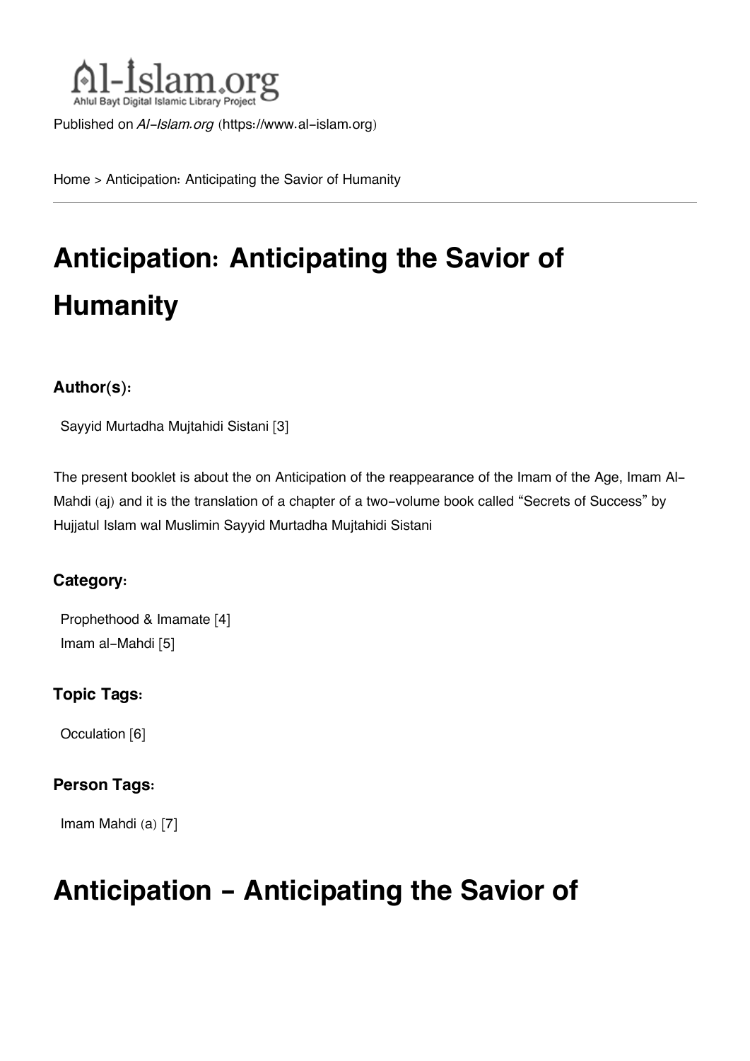Al-Islam.org
Ahlul Bayt Digital Islamic Library Project

Published on *Al-Islam.org* (https://www.al-islam.org)

Home > Anticipation: Anticipating the Savior of Humanity

# Anticipation: Anticipating the Savior of Humanity

### Author(s):

Sayyid Murtadha Mujtahidi Sistani [3]

The present booklet is about the on Anticipation of the reappearance of the Imam of the Age, Imam Al-Mahdi (aj) and it is the translation of a chapter of a two-volume book called "Secrets of Success" by Hujjatul Islam wal Muslimin Sayyid Murtadha Mujtahidi Sistani

### Category:

Prophethood & Imamate [4]
Imam al-Mahdi [5]

### Topic Tags:

Occulation [6]

### Person Tags:

Imam Mahdi (a) [7]

# Anticipation - Anticipating the Savior of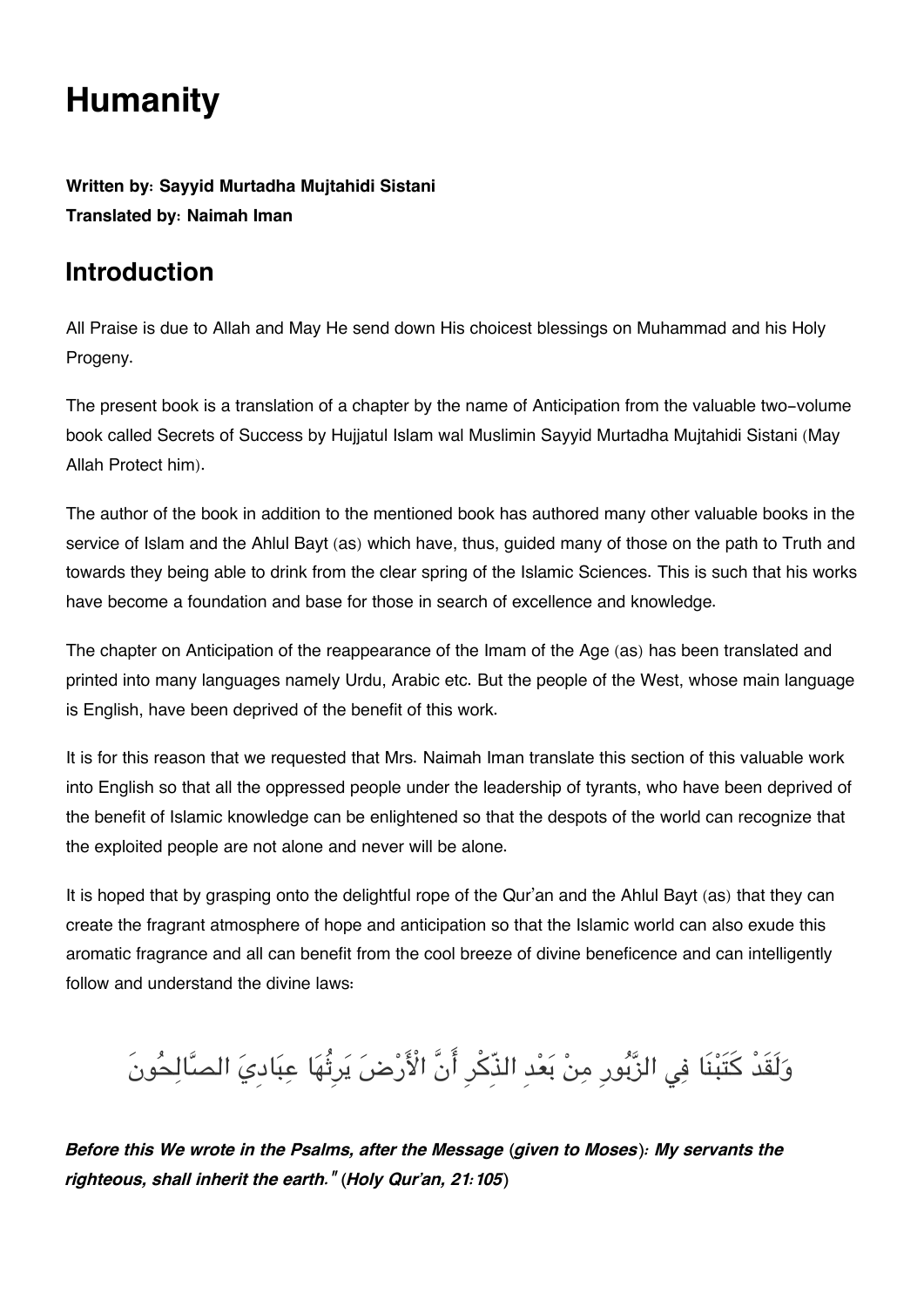# Humanity

**Written by: Sayyid Murtadha Mujtahidi Sistani**
**Translated by: Naimah Iman**

## Introduction

All Praise is due to Allah and May He send down His choicest blessings on Muhammad and his Holy Progeny.

The present book is a translation of a chapter by the name of Anticipation from the valuable two-volume book called Secrets of Success by Hujjatul Islam wal Muslimin Sayyid Murtadha Mujtahidi Sistani (May Allah Protect him).

The author of the book in addition to the mentioned book has authored many other valuable books in the service of Islam and the Ahlul Bayt (as) which have, thus, guided many of those on the path to Truth and towards they being able to drink from the clear spring of the Islamic Sciences. This is such that his works have become a foundation and base for those in search of excellence and knowledge.

The chapter on Anticipation of the reappearance of the Imam of the Age (as) has been translated and printed into many languages namely Urdu, Arabic etc. But the people of the West, whose main language is English, have been deprived of the benefit of this work.

It is for this reason that we requested that Mrs. Naimah Iman translate this section of this valuable work into English so that all the oppressed people under the leadership of tyrants, who have been deprived of the benefit of Islamic knowledge can be enlightened so that the despots of the world can recognize that the exploited people are not alone and never will be alone.

It is hoped that by grasping onto the delightful rope of the Qur'an and the Ahlul Bayt (as) that they can create the fragrant atmosphere of hope and anticipation so that the Islamic world can also exude this aromatic fragrance and all can benefit from the cool breeze of divine beneficence and can intelligently follow and understand the divine laws:

وَلَقَدْ كَتَبْنَا فِي الزَّبُورِ مِنْ بَعْدِ الذِّكْرِ أَنَّ الْأَرْضَ يَرِثُهَا عِبَادِيَ الصَّالِحُونَ

***Before this We wrote in the Psalms, after the Message (given to Moses): My servants the righteous, shall inherit the earth." (Holy Qur'an, 21:105)***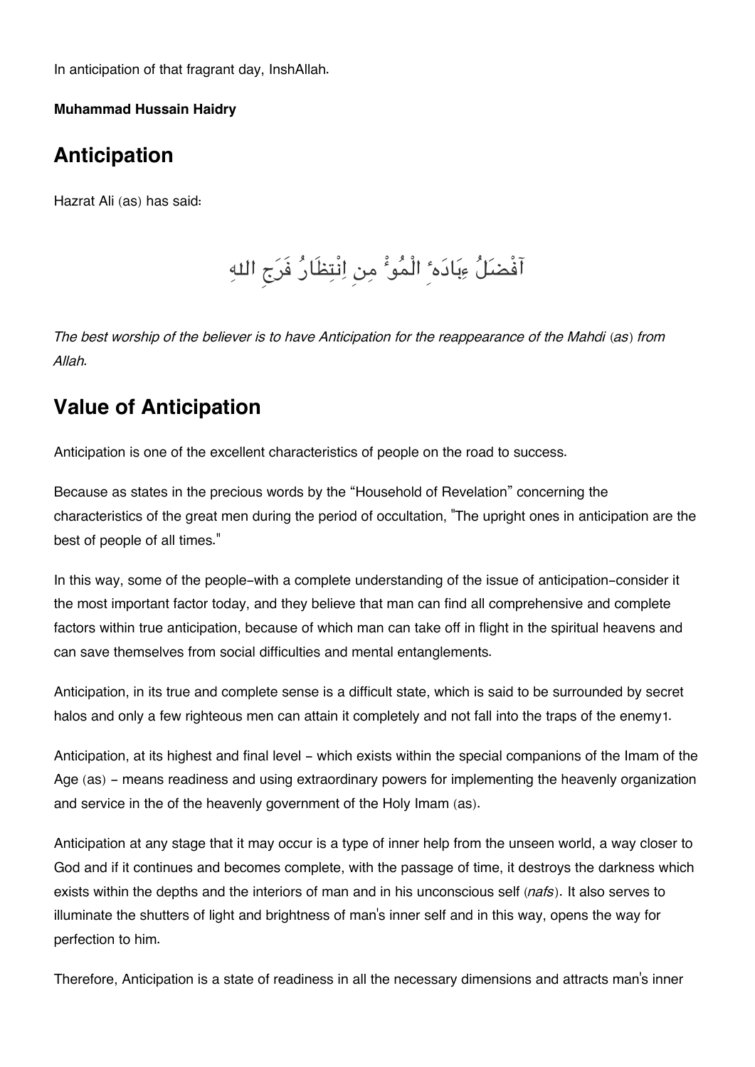In anticipation of that fragrant day, InshAllah.

**Muhammad Hussain Haidry**

## Anticipation

Hazrat Ali (as) has said:

آفْضَلُ عِبَادَهِ الْمُوْءُ مِنِ اِنْتِظَارُ فَرَجِ اللهِ

*The best worship of the believer is to have Anticipation for the reappearance of the Mahdi (as) from Allah.*

## Value of Anticipation

Anticipation is one of the excellent characteristics of people on the road to success.

Because as states in the precious words by the "Household of Revelation" concerning the characteristics of the great men during the period of occultation, "The upright ones in anticipation are the best of people of all times."

In this way, some of the people-with a complete understanding of the issue of anticipation-consider it the most important factor today, and they believe that man can find all comprehensive and complete factors within true anticipation, because of which man can take off in flight in the spiritual heavens and can save themselves from social difficulties and mental entanglements.

Anticipation, in its true and complete sense is a difficult state, which is said to be surrounded by secret halos and only a few righteous men can attain it completely and not fall into the traps of the enemy[1].

Anticipation, at its highest and final level - which exists within the special companions of the Imam of the Age (as) - means readiness and using extraordinary powers for implementing the heavenly organization and service in the of the heavenly government of the Holy Imam (as).

Anticipation at any stage that it may occur is a type of inner help from the unseen world, a way closer to God and if it continues and becomes complete, with the passage of time, it destroys the darkness which exists within the depths and the interiors of man and in his unconscious self (*nafs*). It also serves to illuminate the shutters of light and brightness of man's inner self and in this way, opens the way for perfection to him.

Therefore, Anticipation is a state of readiness in all the necessary dimensions and attracts man's inner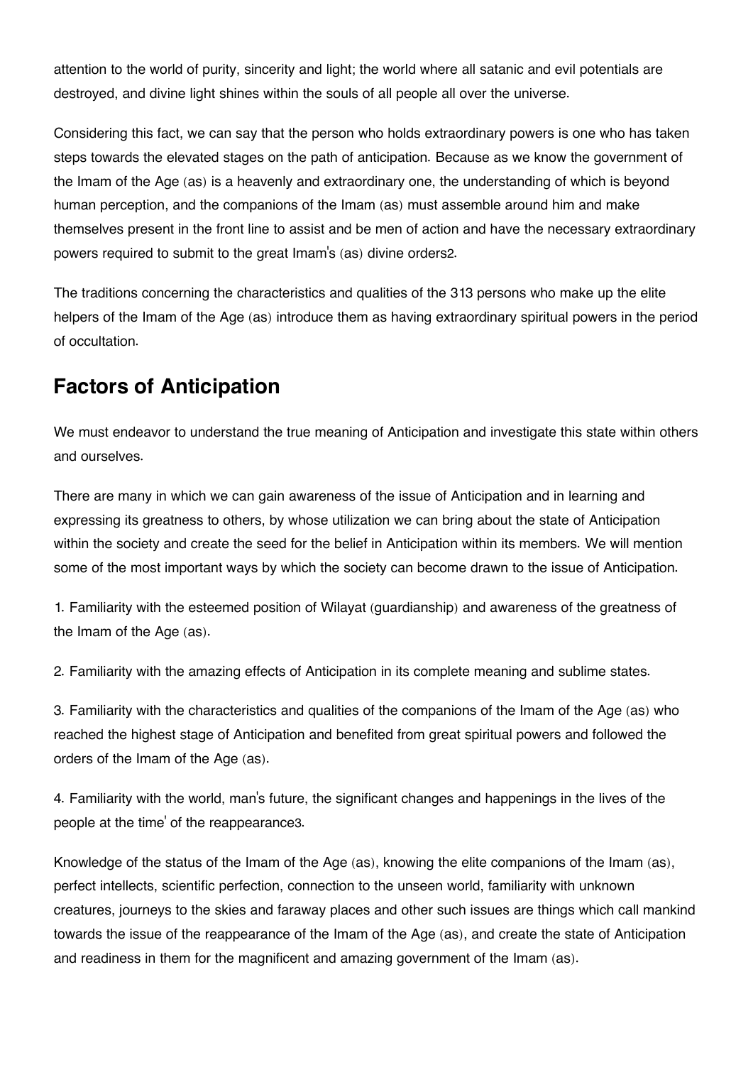attention to the world of purity, sincerity and light; the world where all satanic and evil potentials are destroyed, and divine light shines within the souls of all people all over the universe.

Considering this fact, we can say that the person who holds extraordinary powers is one who has taken steps towards the elevated stages on the path of anticipation. Because as we know the government of the Imam of the Age (as) is a heavenly and extraordinary one, the understanding of which is beyond human perception, and the companions of the Imam (as) must assemble around him and make themselves present in the front line to assist and be men of action and have the necessary extraordinary powers required to submit to the great Imam's (as) divine orders[2].

The traditions concerning the characteristics and qualities of the 313 persons who make up the elite helpers of the Imam of the Age (as) introduce them as having extraordinary spiritual powers in the period of occultation.

## Factors of Anticipation

We must endeavor to understand the true meaning of Anticipation and investigate this state within others and ourselves.

There are many in which we can gain awareness of the issue of Anticipation and in learning and expressing its greatness to others, by whose utilization we can bring about the state of Anticipation within the society and create the seed for the belief in Anticipation within its members. We will mention some of the most important ways by which the society can become drawn to the issue of Anticipation.

1. Familiarity with the esteemed position of Wilayat (guardianship) and awareness of the greatness of the Imam of the Age (as).

2. Familiarity with the amazing effects of Anticipation in its complete meaning and sublime states.

3. Familiarity with the characteristics and qualities of the companions of the Imam of the Age (as) who reached the highest stage of Anticipation and benefited from great spiritual powers and followed the orders of the Imam of the Age (as).

4. Familiarity with the world, man's future, the significant changes and happenings in the lives of the people at the time' of the reappearance[3].

Knowledge of the status of the Imam of the Age (as), knowing the elite companions of the Imam (as), perfect intellects, scientific perfection, connection to the unseen world, familiarity with unknown creatures, journeys to the skies and faraway places and other such issues are things which call mankind towards the issue of the reappearance of the Imam of the Age (as), and create the state of Anticipation and readiness in them for the magnificent and amazing government of the Imam (as).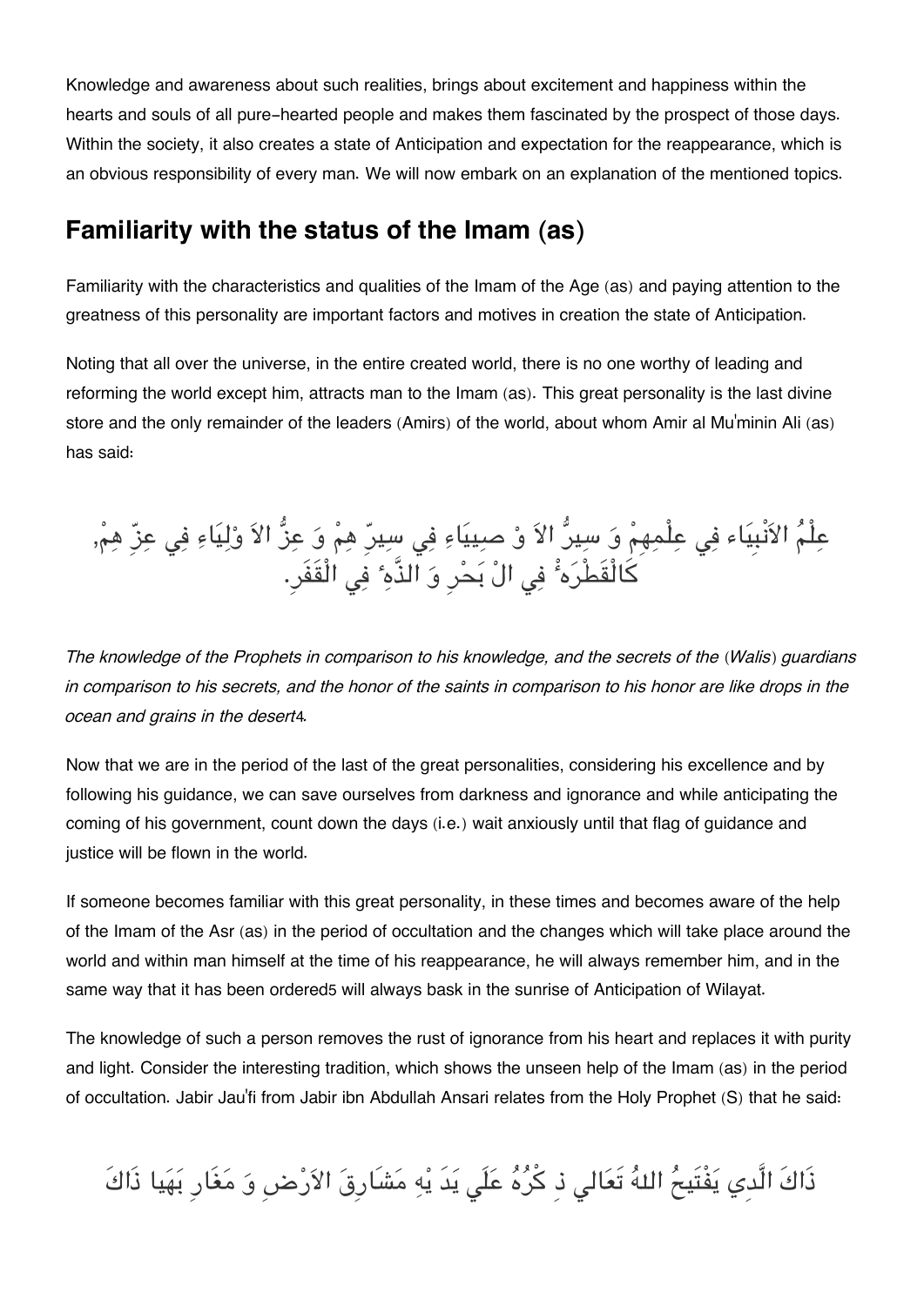Knowledge and awareness about such realities, brings about excitement and happiness within the hearts and souls of all pure-hearted people and makes them fascinated by the prospect of those days. Within the society, it also creates a state of Anticipation and expectation for the reappearance, which is an obvious responsibility of every man. We will now embark on an explanation of the mentioned topics.

## Familiarity with the status of the Imam (as)

Familiarity with the characteristics and qualities of the Imam of the Age (as) and paying attention to the greatness of this personality are important factors and motives in creation the state of Anticipation.

Noting that all over the universe, in the entire created world, there is no one worthy of leading and reforming the world except him, attracts man to the Imam (as). This great personality is the last divine store and the only remainder of the leaders (Amirs) of the world, about whom Amir al Mu'minin Ali (as) has said:

عِلْمُ الاَنْبِيَاء فِي عِلْمِهِمْ وَ سِيرُّ الاَ وْ صِيِيَاءِ فِي سِيرِّ هِمْ وَ عِزُّ الاَ وْلِيَاءِ فِي عِزِّ هِمْ, كَالْقَطْرَهُ فِي الْ بَحْرِ وَ الذَّهُ فِي الْقَفَرِ.

*The knowledge of the Prophets in comparison to his knowledge, and the secrets of the (Walis) guardians in comparison to his secrets, and the honor of the saints in comparison to his honor are like drops in the ocean and grains in the desert*[4].

Now that we are in the period of the last of the great personalities, considering his excellence and by following his guidance, we can save ourselves from darkness and ignorance and while anticipating the coming of his government, count down the days (i.e.) wait anxiously until that flag of guidance and justice will be flown in the world.

If someone becomes familiar with this great personality, in these times and becomes aware of the help of the Imam of the Asr (as) in the period of occultation and the changes which will take place around the world and within man himself at the time of his reappearance, he will always remember him, and in the same way that it has been ordered[5] will always bask in the sunrise of Anticipation of Wilayat.

The knowledge of such a person removes the rust of ignorance from his heart and replaces it with purity and light. Consider the interesting tradition, which shows the unseen help of the Imam (as) in the period of occultation. Jabir Jau'fi from Jabir ibn Abdullah Ansari relates from the Holy Prophet (S) that he said:

ذَاكَ الَّدِي يَفْتَيحُ اللهُ تَعَالي ذِ كْرُهُ عَلَي يَدَ يْهِ مَشَارِقَ الاَرْضِ وَ مَغَارِ بَهَيا ذَاكَ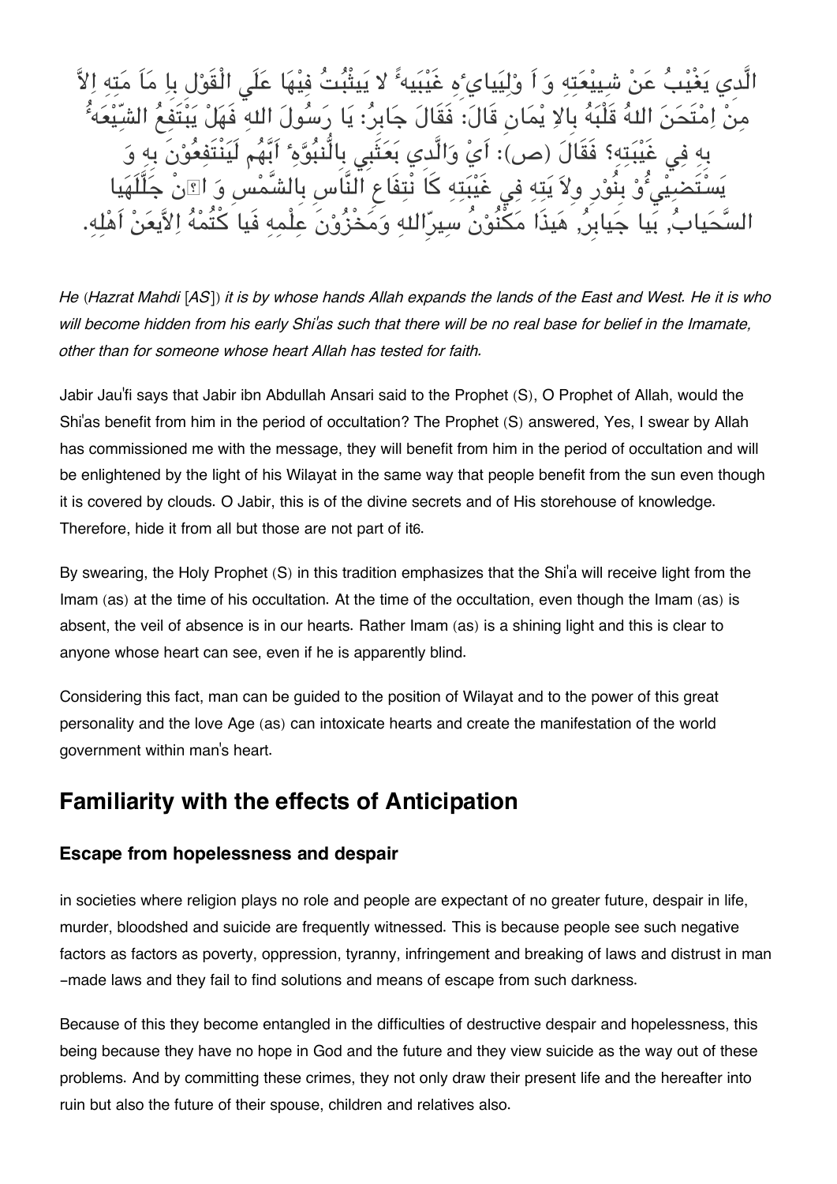الَّذِي يَغْيْبُ عَنْ شِيْعَتِهِ وَ اَ وْلِيَايِءِهِ غَيْبَيهً لا يَثْبُتُ فِيْهَا عَلَي الْقَوْلِ بِا مَاَ مَتِهِ اِلاَّ مِنْ اِمْتَحَنَ اللهُ قَلْبَهُ بِالاِ يْمَانِ قَالَ: فَقَالَ جَابِرُ: يَا رَسُولَ اللهِ فَهَلْ يَنْتَفِعُ الشِّيْعَهُ بِهِ فِي غَيْبَتِهِ؟ فَقَالَ (ص): اَيْ وَالَّذِي بَعَثَنِي بِالنُّبُوَّهِ اَنَّهُم لَيَنْتَفِعُوْنَ بِهِ وَ يَسْتَضِيْئُوْ بِنُوْرِ وِلاَ يَتِهِ فِي غَيْبَتِهِ كَاَ نْتِفَاعِ النَّاسِ بِالشَّمْسِ وَ اِنْ جَلَّلَهَا السَّحَابُ, يَا جَابِرُ, هَذَا مَكْنُوْنُ سِرِّاللهِ وَمَخْزُوْنُ عِلْمِهِ فَيَا كْتُمْهُ اِلاَّعَنْ اَهْلِهِ.

*He (Hazrat Mahdi [AS]) it is by whose hands Allah expands the lands of the East and West. He it is who will become hidden from his early Shi'as such that there will be no real base for belief in the Imamate, other than for someone whose heart Allah has tested for faith.*

Jabir Jau'fi says that Jabir ibn Abdullah Ansari said to the Prophet (S), O Prophet of Allah, would the Shi'as benefit from him in the period of occultation? The Prophet (S) answered, Yes, I swear by Allah has commissioned me with the message, they will benefit from him in the period of occultation and will be enlightened by the light of his Wilayat in the same way that people benefit from the sun even though it is covered by clouds. O Jabir, this is of the divine secrets and of His storehouse of knowledge. Therefore, hide it from all but those are not part of it6.

By swearing, the Holy Prophet (S) in this tradition emphasizes that the Shi'a will receive light from the Imam (as) at the time of his occultation. At the time of the occultation, even though the Imam (as) is absent, the veil of absence is in our hearts. Rather Imam (as) is a shining light and this is clear to anyone whose heart can see, even if he is apparently blind.

Considering this fact, man can be guided to the position of Wilayat and to the power of this great personality and the love Age (as) can intoxicate hearts and create the manifestation of the world government within man's heart.

## Familiarity with the effects of Anticipation

### Escape from hopelessness and despair

in societies where religion plays no role and people are expectant of no greater future, despair in life, murder, bloodshed and suicide are frequently witnessed. This is because people see such negative factors as factors as poverty, oppression, tyranny, infringement and breaking of laws and distrust in man -made laws and they fail to find solutions and means of escape from such darkness.

Because of this they become entangled in the difficulties of destructive despair and hopelessness, this being because they have no hope in God and the future and they view suicide as the way out of these problems. And by committing these crimes, they not only draw their present life and the hereafter into ruin but also the future of their spouse, children and relatives also.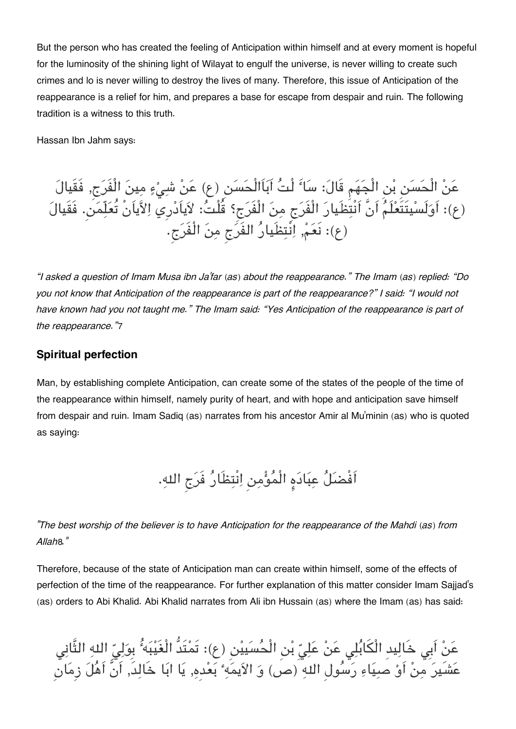But the person who has created the feeling of Anticipation within himself and at every moment is hopeful for the luminosity of the shining light of Wilayat to engulf the universe, is never willing to create such crimes and lo is never willing to destroy the lives of many. Therefore, this issue of Anticipation of the reappearance is a relief for him, and prepares a base for escape from despair and ruin. The following tradition is a witness to this truth.

Hassan Ibn Jahm says:

عَنْ الْحَسَنِ بْنِ الْجَهَمِ قَالَ: سَاۤ لْتُ اَبَاالْحَسَنِ (ع) عَنْ شِيْءٍ مِينَ الْفَرَجِ, فَقَيالَ (ع): اَوَلَسْيَتَعْلَمُ اَنَّ اَنْتِظَيارَ الْفَرَجِ مِنَ الْفَرَجِ؟ قُلْتُ: لايَادْرِي اِلَّايَانْ تُعَلّمَن. فَقَيالَ (ع): نَعَمْ, اِنْتِظَيارُ الفَرَجِ مِنَ الْفَرَجِ.

*"I asked a question of Imam Musa ibn Ja'far (as) about the reappearance." The Imam (as) replied: "Do you not know that Anticipation of the reappearance is part of the reappearance?" I said: "I would not have known had you not taught me." The Imam said: "Yes Anticipation of the reappearance is part of the reappearance."*7

### Spiritual perfection

Man, by establishing complete Anticipation, can create some of the states of the people of the time of the reappearance within himself, namely purity of heart, and with hope and anticipation save himself from despair and ruin. Imam Sadiq (as) narrates from his ancestor Amir al Mu'minin (as) who is quoted as saying:

اَفْضَلُ عِبَادَةِ الْمُؤْمِنِ اِنْتِظَارُ فَرَجِ اللهِ.

*"The best worship of the believer is to have Anticipation for the reappearance of the Mahdi (as) from Allah*8*."*

Therefore, because of the state of Anticipation man can create within himself, some of the effects of perfection of the time of the reappearance. For further explanation of this matter consider Imam Sajjad's (as) orders to Abi Khalid. Abi Khalid narrates from Ali ibn Hussain (as) where the Imam (as) has said:

عَنْ اَبِي خَالِدِ الْكَابُلِي عَنْ عَلِيّ بْنِ الْحُسَيْنِ (ع): تَمْتَدُّ الْغَيْبَهُ بِوَلِيّ اللهِ الثَّانِي عَشَيرَ مِنْ اَوْصِيَاءِ رَسُولِ اللهِ (ص) وَ الاَيمَهِ بَعْدِهِ, يَا ابَا خَالِدَ, اَنَّ اَهْلَ زِمَانِ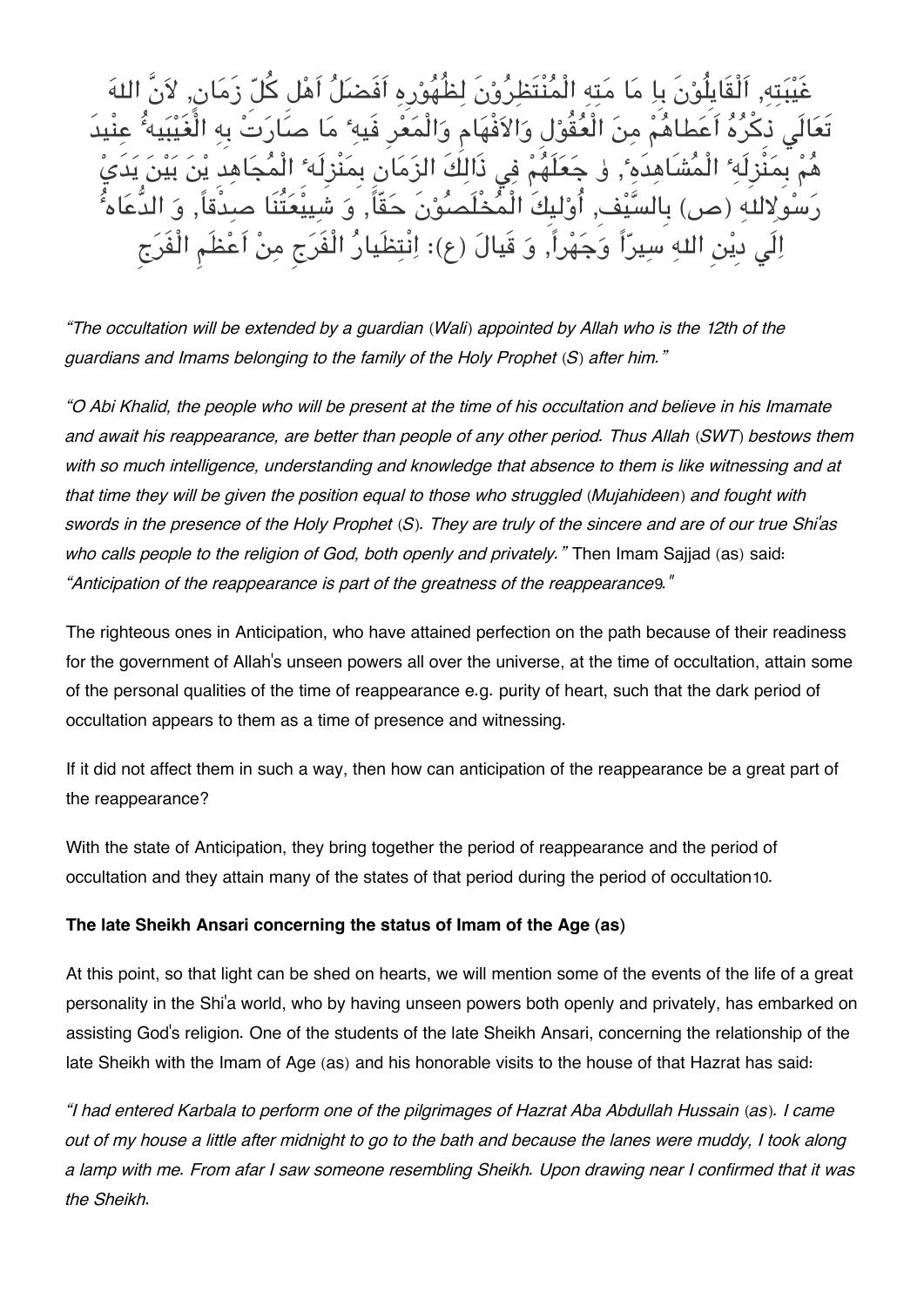غَيْبَتِهِ, اَلْقَايِلُوْنَ بِا مَا مَتِهِ الْمُنْتَظِرُوْنَ لِظُهُوْرِهِ اَفَضَلُ اَهْلِ كُلِّ زَمَانٍ, لاَنَّ اللهَ تَعَالَي ذِكْرُهُ اَعَطاهُمْ مِنَ الْعُقُوْلِ وَالاَفْهَامِ وَالْمَعْرِ فَيهِ مَا صَارَتْ بِهِ الْغَيْبَهُ عِنْيدَ هُمْ بِمَنْزِلَهِ الْمُشَاهِدَهِ, وَ جَعَلَهُمْ فِي ذَالِكَ الزَمَانِ بِمَنْزِلَهِ الْمُجَاهِدِ يْنَ بَيْنَ يَدَيْ رَسُوْلِاللهِ (ص) بِالسَّيْفِ, اُوْلِيكَ الْمُخْلَصُوْنَ حَقّاً, وَ شِيعَتُنَا صِدْقاً, وَ الدُّعَاهُ اِلَي دِيْنِ اللهِ سِرّاً وَجَهْراً, وَ قَيالَ (ع): اِنْتِظَيارُ الْفَرَجِ مِنْ اَعْظَمِ الْفَرَجِ

*"The occultation will be extended by a guardian (Wali) appointed by Allah who is the 12th of the guardians and Imams belonging to the family of the Holy Prophet (S) after him."*

*"O Abi Khalid, the people who will be present at the time of his occultation and believe in his Imamate and await his reappearance, are better than people of any other period. Thus Allah (SWT) bestows them with so much intelligence, understanding and knowledge that absence to them is like witnessing and at that time they will be given the position equal to those who struggled (Mujahideen) and fought with swords in the presence of the Holy Prophet (S). They are truly of the sincere and are of our true Shi'as who calls people to the religion of God, both openly and privately."* Then Imam Sajjad (as) said: *"Anticipation of the reappearance is part of the greatness of the reappearance[9]."*

The righteous ones in Anticipation, who have attained perfection on the path because of their readiness for the government of Allah's unseen powers all over the universe, at the time of occultation, attain some of the personal qualities of the time of reappearance e.g. purity of heart, such that the dark period of occultation appears to them as a time of presence and witnessing.

If it did not affect them in such a way, then how can anticipation of the reappearance be a great part of the reappearance?

With the state of Anticipation, they bring together the period of reappearance and the period of occultation and they attain many of the states of that period during the period of occultation[10].

**The late Sheikh Ansari concerning the status of Imam of the Age (as)**

At this point, so that light can be shed on hearts, we will mention some of the events of the life of a great personality in the Shi'a world, who by having unseen powers both openly and privately, has embarked on assisting God's religion. One of the students of the late Sheikh Ansari, concerning the relationship of the late Sheikh with the Imam of Age (as) and his honorable visits to the house of that Hazrat has said:

*"I had entered Karbala to perform one of the pilgrimages of Hazrat Aba Abdullah Hussain (as). I came out of my house a little after midnight to go to the bath and because the lanes were muddy, I took along a lamp with me. From afar I saw someone resembling Sheikh. Upon drawing near I confirmed that it was the Sheikh.*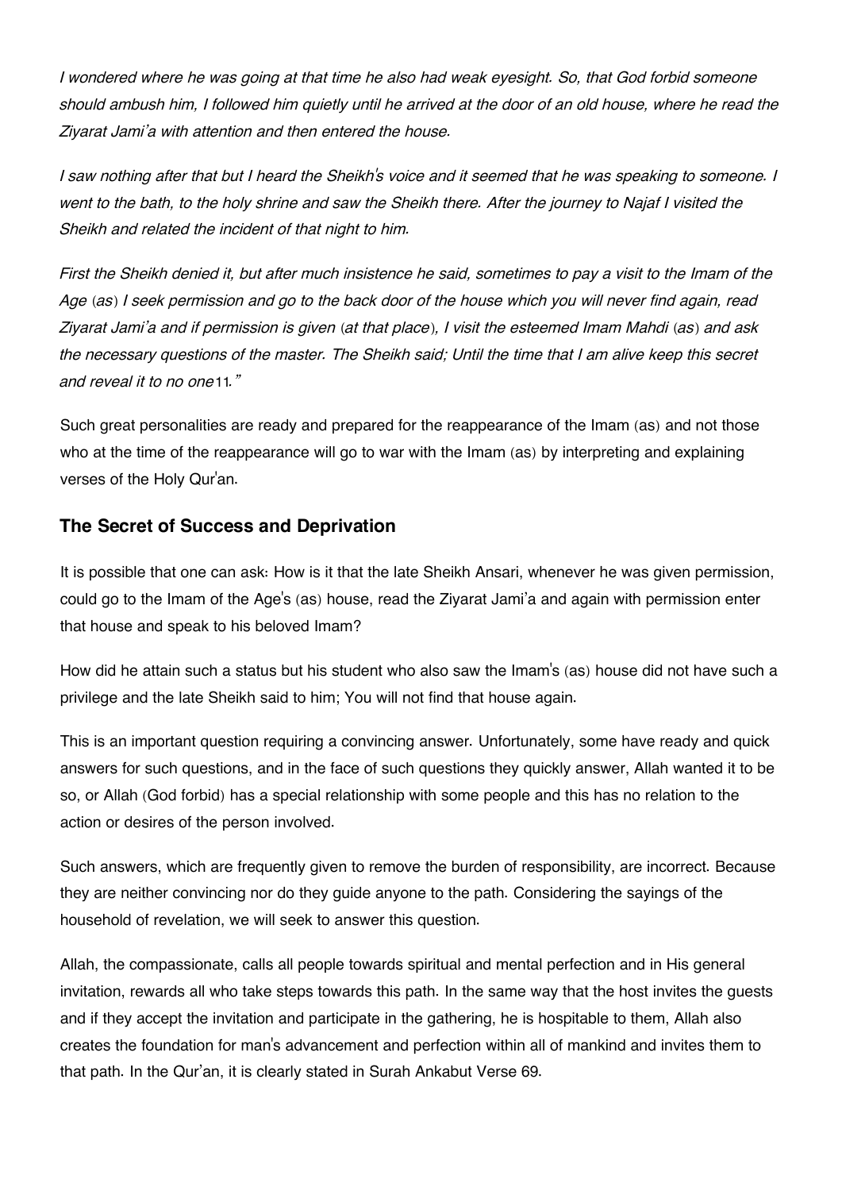*I wondered where he was going at that time he also had weak eyesight. So, that God forbid someone should ambush him, I followed him quietly until he arrived at the door of an old house, where he read the Ziyarat Jami'a with attention and then entered the house.*

*I saw nothing after that but I heard the Sheikh's voice and it seemed that he was speaking to someone. I went to the bath, to the holy shrine and saw the Sheikh there. After the journey to Najaf I visited the Sheikh and related the incident of that night to him.*

*First the Sheikh denied it, but after much insistence he said, sometimes to pay a visit to the Imam of the Age (as) I seek permission and go to the back door of the house which you will never find again, read Ziyarat Jami'a and if permission is given (at that place), I visit the esteemed Imam Mahdi (as) and ask the necessary questions of the master. The Sheikh said; Until the time that I am alive keep this secret and reveal it to no one*[11]*."*

Such great personalities are ready and prepared for the reappearance of the Imam (as) and not those who at the time of the reappearance will go to war with the Imam (as) by interpreting and explaining verses of the Holy Qur'an.

### The Secret of Success and Deprivation

It is possible that one can ask: How is it that the late Sheikh Ansari, whenever he was given permission, could go to the Imam of the Age's (as) house, read the Ziyarat Jami'a and again with permission enter that house and speak to his beloved Imam?

How did he attain such a status but his student who also saw the Imam's (as) house did not have such a privilege and the late Sheikh said to him; You will not find that house again.

This is an important question requiring a convincing answer. Unfortunately, some have ready and quick answers for such questions, and in the face of such questions they quickly answer, Allah wanted it to be so, or Allah (God forbid) has a special relationship with some people and this has no relation to the action or desires of the person involved.

Such answers, which are frequently given to remove the burden of responsibility, are incorrect. Because they are neither convincing nor do they guide anyone to the path. Considering the sayings of the household of revelation, we will seek to answer this question.

Allah, the compassionate, calls all people towards spiritual and mental perfection and in His general invitation, rewards all who take steps towards this path. In the same way that the host invites the guests and if they accept the invitation and participate in the gathering, he is hospitable to them, Allah also creates the foundation for man's advancement and perfection within all of mankind and invites them to that path. In the Qur'an, it is clearly stated in Surah Ankabut Verse 69.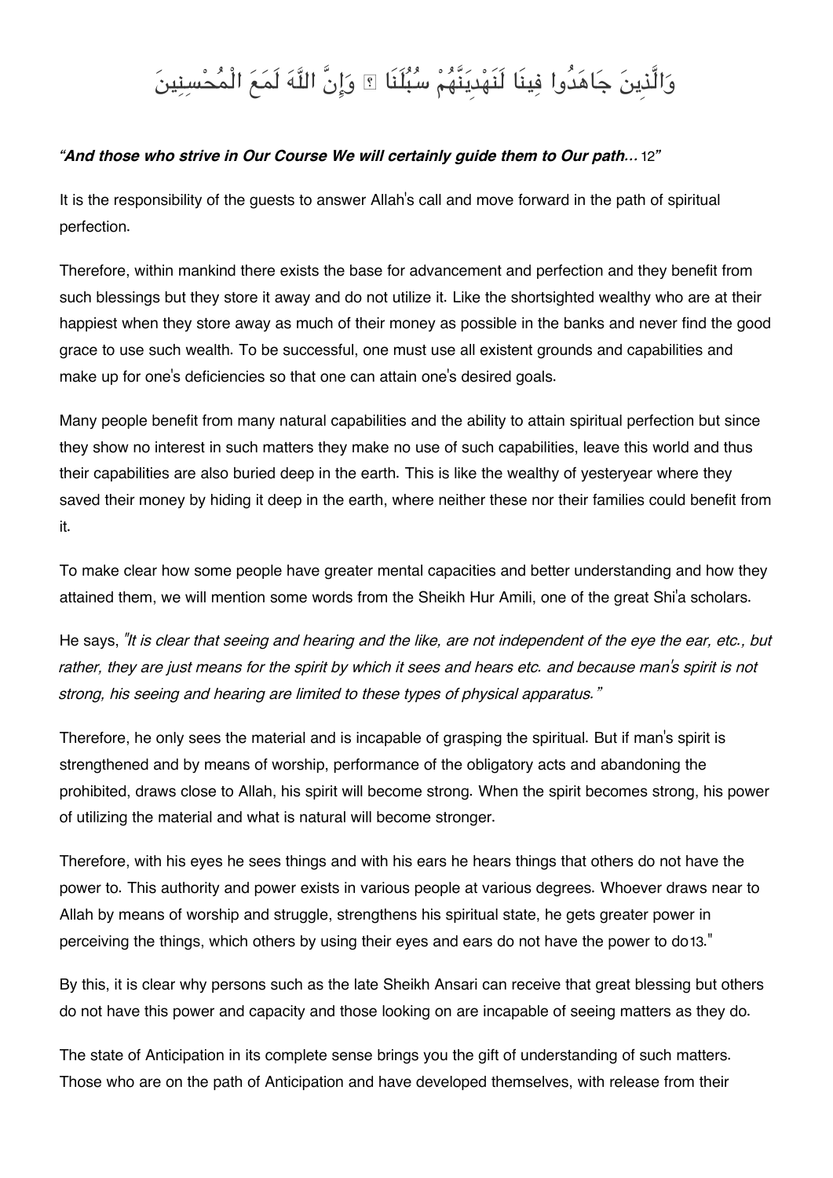وَالَّذِينَ جَاهَدُوا فِينَا لَنَهْدِيَنَّهُمْ سُبُلَنَا ۚ وَإِنَّ اللَّهَ لَمَعَ الْمُحْسِنِينَ

***"And those who strive in Our Course We will certainly guide them to Our path…*** 12"

It is the responsibility of the guests to answer Allah's call and move forward in the path of spiritual perfection.

Therefore, within mankind there exists the base for advancement and perfection and they benefit from such blessings but they store it away and do not utilize it. Like the shortsighted wealthy who are at their happiest when they store away as much of their money as possible in the banks and never find the good grace to use such wealth. To be successful, one must use all existent grounds and capabilities and make up for one's deficiencies so that one can attain one's desired goals.

Many people benefit from many natural capabilities and the ability to attain spiritual perfection but since they show no interest in such matters they make no use of such capabilities, leave this world and thus their capabilities are also buried deep in the earth. This is like the wealthy of yesteryear where they saved their money by hiding it deep in the earth, where neither these nor their families could benefit from it.

To make clear how some people have greater mental capacities and better understanding and how they attained them, we will mention some words from the Sheikh Hur Amili, one of the great Shi'a scholars.

He says, *"It is clear that seeing and hearing and the like, are not independent of the eye the ear, etc., but rather, they are just means for the spirit by which it sees and hears etc. and because man's spirit is not strong, his seeing and hearing are limited to these types of physical apparatus."*

Therefore, he only sees the material and is incapable of grasping the spiritual. But if man's spirit is strengthened and by means of worship, performance of the obligatory acts and abandoning the prohibited, draws close to Allah, his spirit will become strong. When the spirit becomes strong, his power of utilizing the material and what is natural will become stronger.

Therefore, with his eyes he sees things and with his ears he hears things that others do not have the power to. This authority and power exists in various people at various degrees. Whoever draws near to Allah by means of worship and struggle, strengthens his spiritual state, he gets greater power in perceiving the things, which others by using their eyes and ears do not have the power to do13."

By this, it is clear why persons such as the late Sheikh Ansari can receive that great blessing but others do not have this power and capacity and those looking on are incapable of seeing matters as they do.

The state of Anticipation in its complete sense brings you the gift of understanding of such matters. Those who are on the path of Anticipation and have developed themselves, with release from their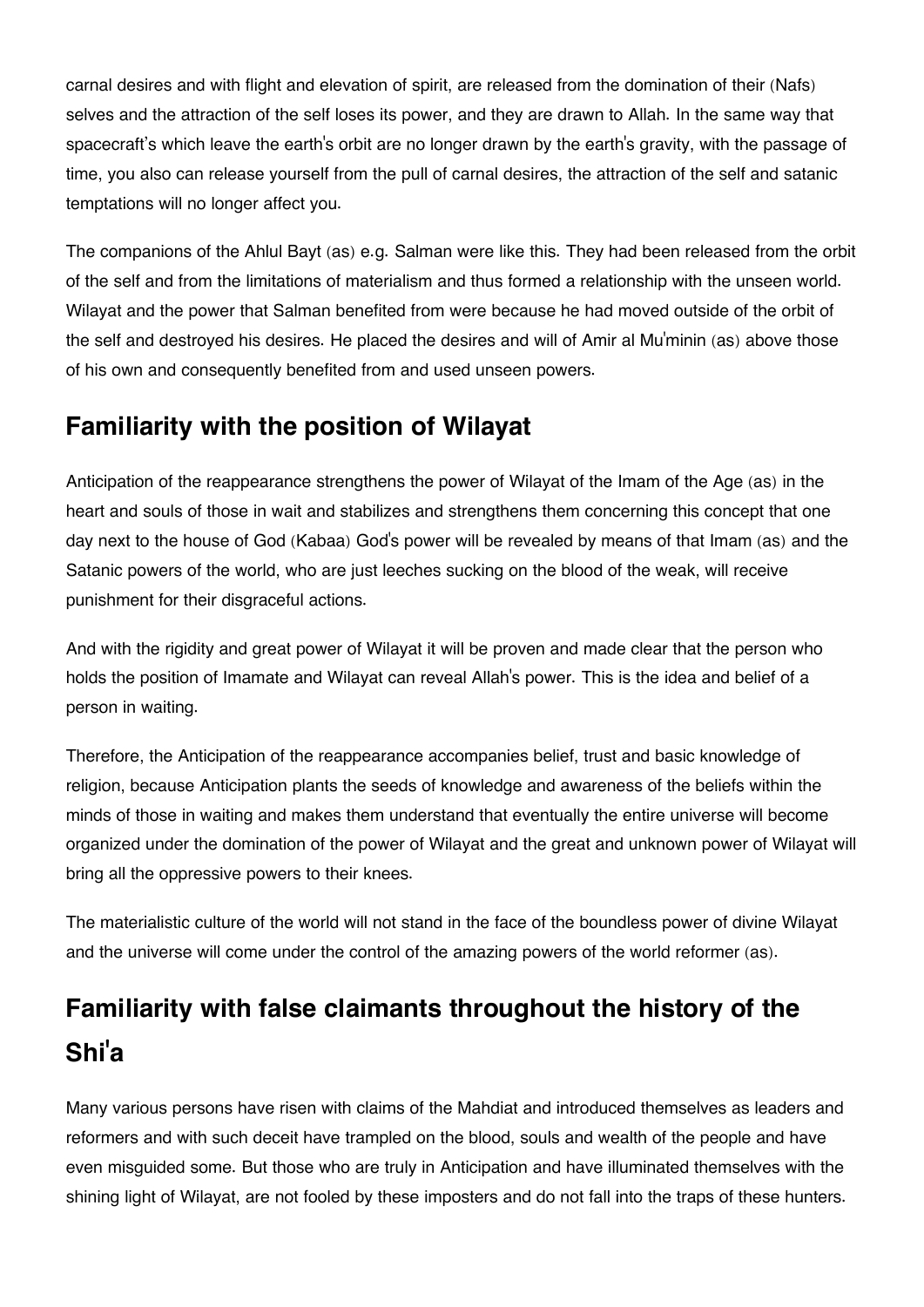carnal desires and with flight and elevation of spirit, are released from the domination of their (Nafs) selves and the attraction of the self loses its power, and they are drawn to Allah. In the same way that spacecraft's which leave the earth's orbit are no longer drawn by the earth's gravity, with the passage of time, you also can release yourself from the pull of carnal desires, the attraction of the self and satanic temptations will no longer affect you.

The companions of the Ahlul Bayt (as) e.g. Salman were like this. They had been released from the orbit of the self and from the limitations of materialism and thus formed a relationship with the unseen world. Wilayat and the power that Salman benefited from were because he had moved outside of the orbit of the self and destroyed his desires. He placed the desires and will of Amir al Mu'minin (as) above those of his own and consequently benefited from and used unseen powers.

## Familiarity with the position of Wilayat

Anticipation of the reappearance strengthens the power of Wilayat of the Imam of the Age (as) in the heart and souls of those in wait and stabilizes and strengthens them concerning this concept that one day next to the house of God (Kabaa) God's power will be revealed by means of that Imam (as) and the Satanic powers of the world, who are just leeches sucking on the blood of the weak, will receive punishment for their disgraceful actions.

And with the rigidity and great power of Wilayat it will be proven and made clear that the person who holds the position of Imamate and Wilayat can reveal Allah's power. This is the idea and belief of a person in waiting.

Therefore, the Anticipation of the reappearance accompanies belief, trust and basic knowledge of religion, because Anticipation plants the seeds of knowledge and awareness of the beliefs within the minds of those in waiting and makes them understand that eventually the entire universe will become organized under the domination of the power of Wilayat and the great and unknown power of Wilayat will bring all the oppressive powers to their knees.

The materialistic culture of the world will not stand in the face of the boundless power of divine Wilayat and the universe will come under the control of the amazing powers of the world reformer (as).

## Familiarity with false claimants throughout the history of the Shi'a

Many various persons have risen with claims of the Mahdiat and introduced themselves as leaders and reformers and with such deceit have trampled on the blood, souls and wealth of the people and have even misguided some. But those who are truly in Anticipation and have illuminated themselves with the shining light of Wilayat, are not fooled by these imposters and do not fall into the traps of these hunters.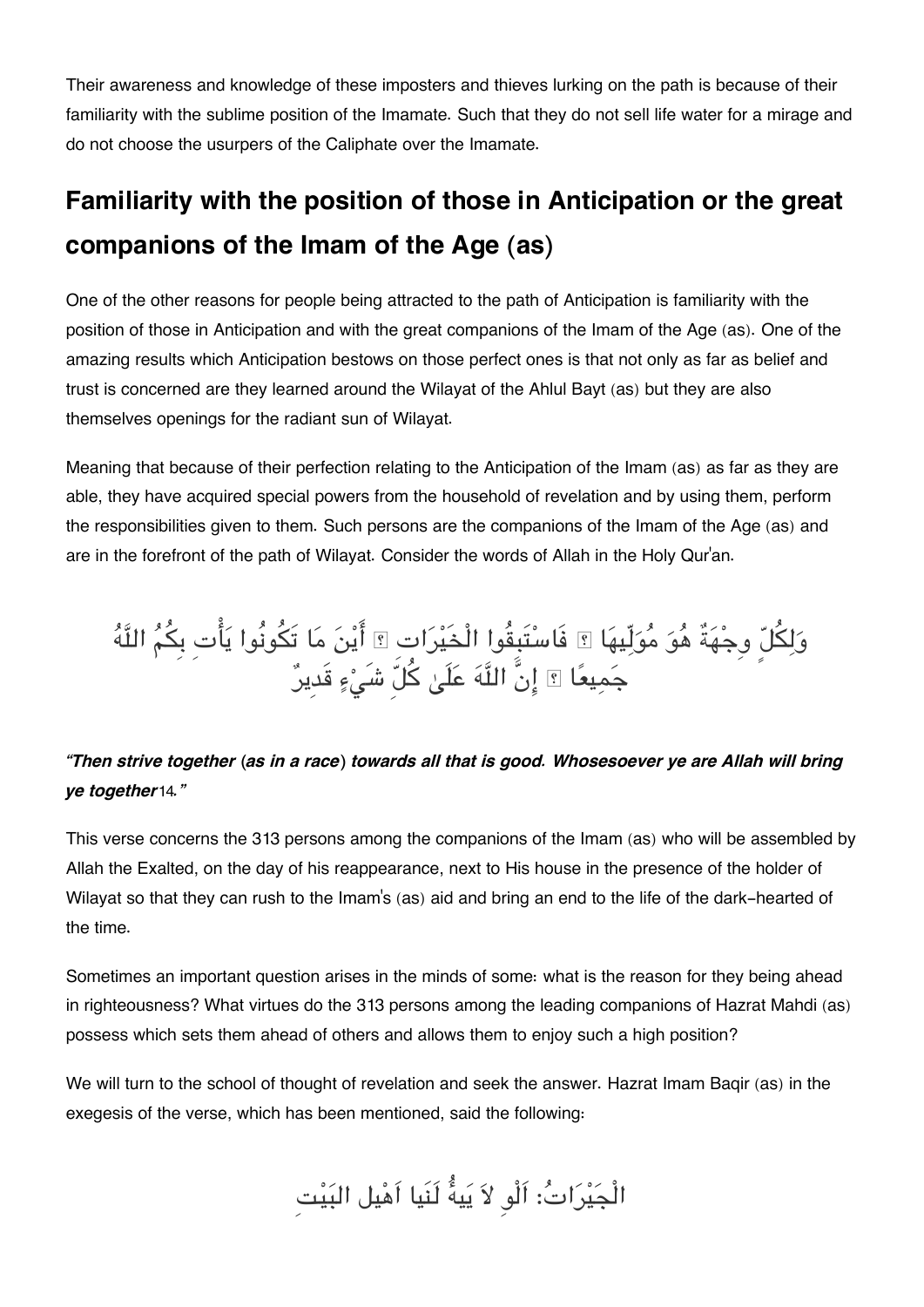Their awareness and knowledge of these imposters and thieves lurking on the path is because of their familiarity with the sublime position of the Imamate. Such that they do not sell life water for a mirage and do not choose the usurpers of the Caliphate over the Imamate.

## Familiarity with the position of those in Anticipation or the great companions of the Imam of the Age (as)

One of the other reasons for people being attracted to the path of Anticipation is familiarity with the position of those in Anticipation and with the great companions of the Imam of the Age (as). One of the amazing results which Anticipation bestows on those perfect ones is that not only as far as belief and trust is concerned are they learned around the Wilayat of the Ahlul Bayt (as) but they are also themselves openings for the radiant sun of Wilayat.

Meaning that because of their perfection relating to the Anticipation of the Imam (as) as far as they are able, they have acquired special powers from the household of revelation and by using them, perform the responsibilities given to them. Such persons are the companions of the Imam of the Age (as) and are in the forefront of the path of Wilayat. Consider the words of Allah in the Holy Qur'an.

وَلِكُلٍّ وِجْهَةٌ هُوَ مُوَلِّيهَا ۖ فَاسْتَبِقُوا الْخَيْرَاتِ ۚ أَيْنَ مَا تَكُونُوا يَأْتِ بِكُمُ اللَّهُ جَمِيعًا ۚ إِنَّ اللَّهَ عَلَىٰ كُلِّ شَيْءٍ قَدِيرٌ

***"Then strive together (as in a race) towards all that is good. Whosesoever ye are Allah will bring ye together*[14]*."***

This verse concerns the 313 persons among the companions of the Imam (as) who will be assembled by Allah the Exalted, on the day of his reappearance, next to His house in the presence of the holder of Wilayat so that they can rush to the Imam's (as) aid and bring an end to the life of the dark-hearted of the time.

Sometimes an important question arises in the minds of some: what is the reason for they being ahead in righteousness? What virtues do the 313 persons among the leading companions of Hazrat Mahdi (as) possess which sets them ahead of others and allows them to enjoy such a high position?

We will turn to the school of thought of revelation and seek the answer. Hazrat Imam Baqir (as) in the exegesis of the verse, which has been mentioned, said the following:

الْخَيْرَاتُ: اَلْوِ لاَ يَةُ لَنَا اَهْلِ البَيْتِ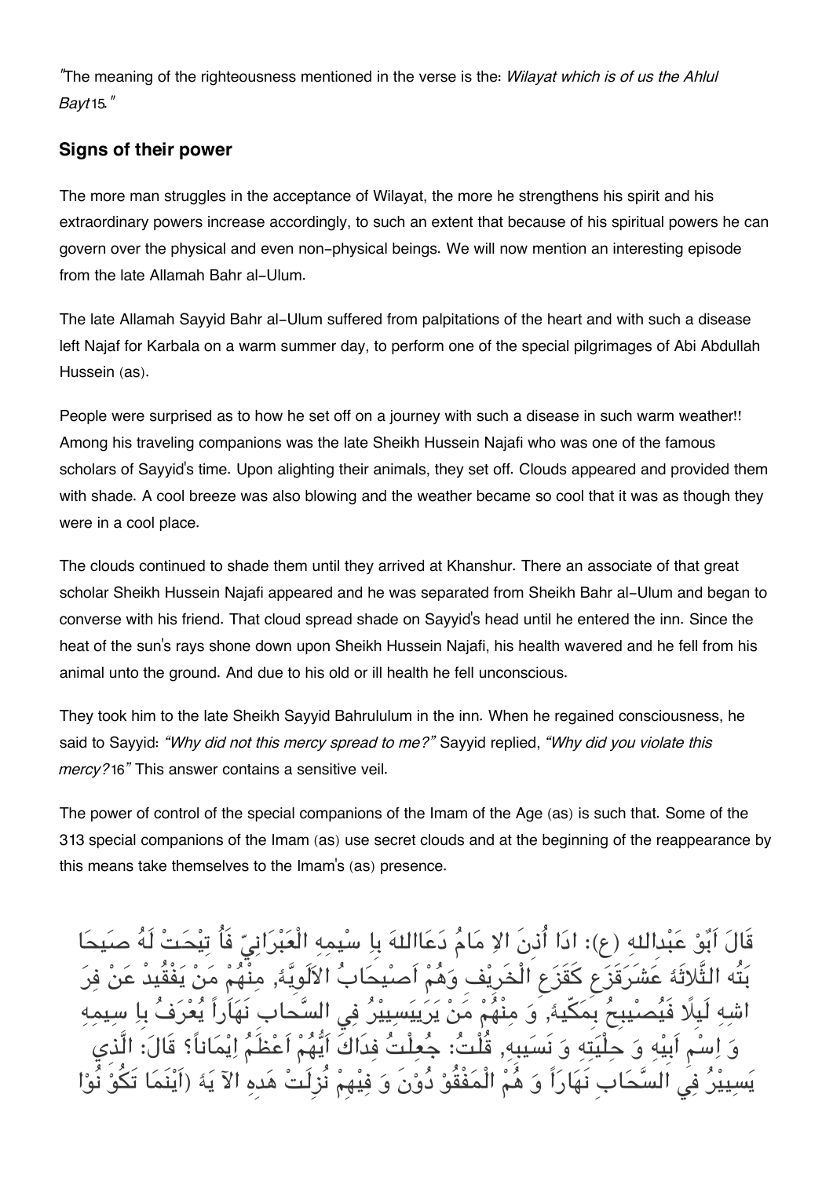"The meaning of the righteousness mentioned in the verse is the: *Wilayat which is of us the Ahlul Bayt*[15]."

## Signs of their power

The more man struggles in the acceptance of Wilayat, the more he strengthens his spirit and his extraordinary powers increase accordingly, to such an extent that because of his spiritual powers he can govern over the physical and even non-physical beings. We will now mention an interesting episode from the late Allamah Bahr al-Ulum.

The late Allamah Sayyid Bahr al-Ulum suffered from palpitations of the heart and with such a disease left Najaf for Karbala on a warm summer day, to perform one of the special pilgrimages of Abi Abdullah Hussein (as).

People were surprised as to how he set off on a journey with such a disease in such warm weather!! Among his traveling companions was the late Sheikh Hussein Najafi who was one of the famous scholars of Sayyid's time. Upon alighting their animals, they set off. Clouds appeared and provided them with shade. A cool breeze was also blowing and the weather became so cool that it was as though they were in a cool place.

The clouds continued to shade them until they arrived at Khanshur. There an associate of that great scholar Sheikh Hussein Najafi appeared and he was separated from Sheikh Bahr al-Ulum and began to converse with his friend. That cloud spread shade on Sayyid's head until he entered the inn. Since the heat of the sun's rays shone down upon Sheikh Hussein Najafi, his health wavered and he fell from his animal unto the ground. And due to his old or ill health he fell unconscious.

They took him to the late Sheikh Sayyid Bahrululum in the inn. When he regained consciousness, he said to Sayyid: *"Why did not this mercy spread to me?"* Sayyid replied, *"Why did you violate this mercy?*[16]*"* This answer contains a sensitive veil.

The power of control of the special companions of the Imam of the Age (as) is such that. Some of the 313 special companions of the Imam (as) use secret clouds and at the beginning of the reappearance by this means take themselves to the Imam's (as) presence.

قَالَ اَبُوْ عَبْدالله (ع): اذَا اُذنَ الاِ مَامُ دَعَاالله بِا سْمِه الْعَبْرَانِيّ فَاُ تِيْحَتْ لَهُ صَحَابَتُه الثَّلاثَة عَشَرَقَزَع كَقَزَع الْخَرِيْف وَهُمْ اَصْحَابُ الاَلَوِيَّة, منْهُمْ مَنْ يَفْقُدُ عَنْ فِرَاشِه لَيلًا فَيُصْبِحُ بِمَكَّة, وَ مِنْهُمْ مَنْ يَرَيَسيْرُ فِي السَّحَاب نَهَاراً يُعْرَفُ بِا سْمِه وَ اِسْمِ اَبِيْه وَ حِلْيَته وَ نَسَبِه, قُلْتُ: جُعِلْتُ فِدَاكَ اَيُّهُمْ اَعْظَمُ اِيْمَاناً؟ قَالَ: الَّذي يَسِيْرُ فِي السَّحَابِ نَهَاراً وَ هُمُ الْمَفْقُوْ دُوْنَ وَ فِيْهِمْ نُزِلَتْ هَدِه الآ يَة (اَيْنَمَا تَكُوْ نُوْا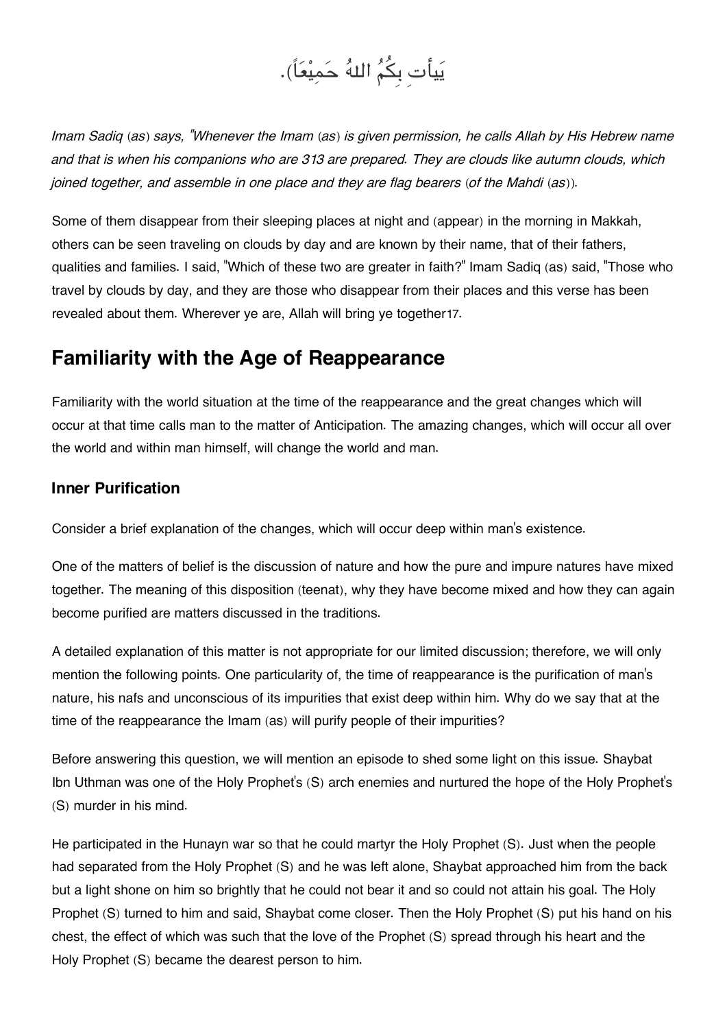يَيأتِ بِكُمُ اللهُ جَمِيْعَاً).

*Imam Sadiq (as) says, "Whenever the Imam (as) is given permission, he calls Allah by His Hebrew name and that is when his companions who are 313 are prepared. They are clouds like autumn clouds, which joined together, and assemble in one place and they are flag bearers (of the Mahdi (as)).*

Some of them disappear from their sleeping places at night and (appear) in the morning in Makkah, others can be seen traveling on clouds by day and are known by their name, that of their fathers, qualities and families. I said, "Which of these two are greater in faith?" Imam Sadiq (as) said, "Those who travel by clouds by day, and they are those who disappear from their places and this verse has been revealed about them. Wherever ye are, Allah will bring ye together[17].

## Familiarity with the Age of Reappearance

Familiarity with the world situation at the time of the reappearance and the great changes which will occur at that time calls man to the matter of Anticipation. The amazing changes, which will occur all over the world and within man himself, will change the world and man.

### Inner Purification

Consider a brief explanation of the changes, which will occur deep within man's existence.

One of the matters of belief is the discussion of nature and how the pure and impure natures have mixed together. The meaning of this disposition (teenat), why they have become mixed and how they can again become purified are matters discussed in the traditions.

A detailed explanation of this matter is not appropriate for our limited discussion; therefore, we will only mention the following points. One particularity of, the time of reappearance is the purification of man's nature, his nafs and unconscious of its impurities that exist deep within him. Why do we say that at the time of the reappearance the Imam (as) will purify people of their impurities?

Before answering this question, we will mention an episode to shed some light on this issue. Shaybat Ibn Uthman was one of the Holy Prophet's (S) arch enemies and nurtured the hope of the Holy Prophet's (S) murder in his mind.

He participated in the Hunayn war so that he could martyr the Holy Prophet (S). Just when the people had separated from the Holy Prophet (S) and he was left alone, Shaybat approached him from the back but a light shone on him so brightly that he could not bear it and so could not attain his goal. The Holy Prophet (S) turned to him and said, Shaybat come closer. Then the Holy Prophet (S) put his hand on his chest, the effect of which was such that the love of the Prophet (S) spread through his heart and the Holy Prophet (S) became the dearest person to him.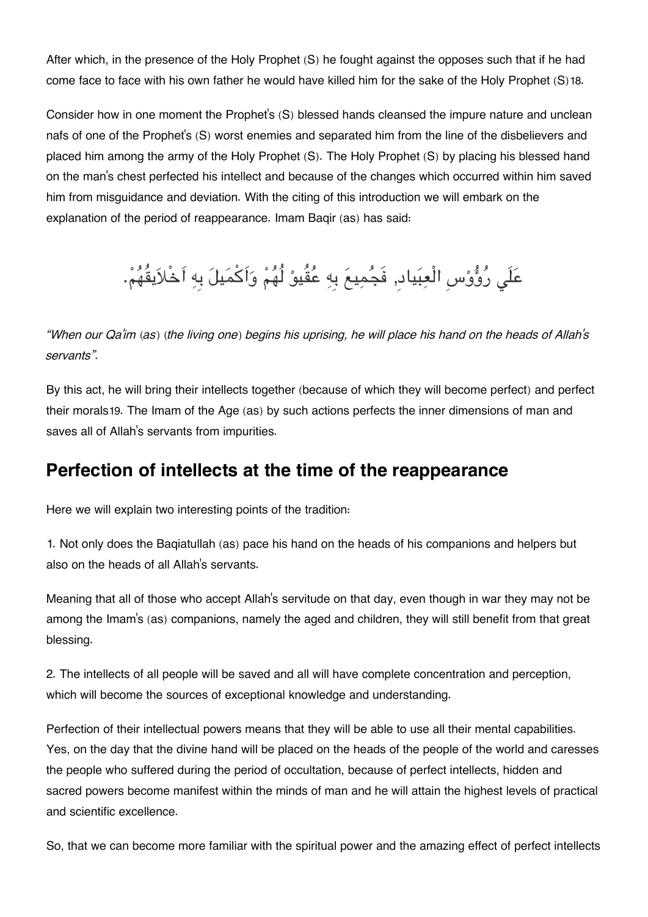After which, in the presence of the Holy Prophet (S) he fought against the opposes such that if he had come face to face with his own father he would have killed him for the sake of the Holy Prophet (S)18.

Consider how in one moment the Prophet's (S) blessed hands cleansed the impure nature and unclean nafs of one of the Prophet's (S) worst enemies and separated him from the line of the disbelievers and placed him among the army of the Holy Prophet (S). The Holy Prophet (S) by placing his blessed hand on the man's chest perfected his intellect and because of the changes which occurred within him saved him from misguidance and deviation. With the citing of this introduction we will embark on the explanation of the period of reappearance. Imam Baqir (as) has said:

عَلَي رُؤُوْسِ الْعِبَادِ, فَجُمِيعَ بِهِ عُقُيوْ لُهُمْ وَاَكْمَيلَ بِهِ اَخْلاَيقُهُمْ.

*"When our Qa'im (as) (the living one) begins his uprising, he will place his hand on the heads of Allah's servants".*

By this act, he will bring their intellects together (because of which they will become perfect) and perfect their morals19. The Imam of the Age (as) by such actions perfects the inner dimensions of man and saves all of Allah's servants from impurities.

## Perfection of intellects at the time of the reappearance

Here we will explain two interesting points of the tradition:

1. Not only does the Baqiatullah (as) pace his hand on the heads of his companions and helpers but also on the heads of all Allah's servants.

Meaning that all of those who accept Allah's servitude on that day, even though in war they may not be among the Imam's (as) companions, namely the aged and children, they will still benefit from that great blessing.

2. The intellects of all people will be saved and all will have complete concentration and perception, which will become the sources of exceptional knowledge and understanding.

Perfection of their intellectual powers means that they will be able to use all their mental capabilities. Yes, on the day that the divine hand will be placed on the heads of the people of the world and caresses the people who suffered during the period of occultation, because of perfect intellects, hidden and sacred powers become manifest within the minds of man and he will attain the highest levels of practical and scientific excellence.

So, that we can become more familiar with the spiritual power and the amazing effect of perfect intellects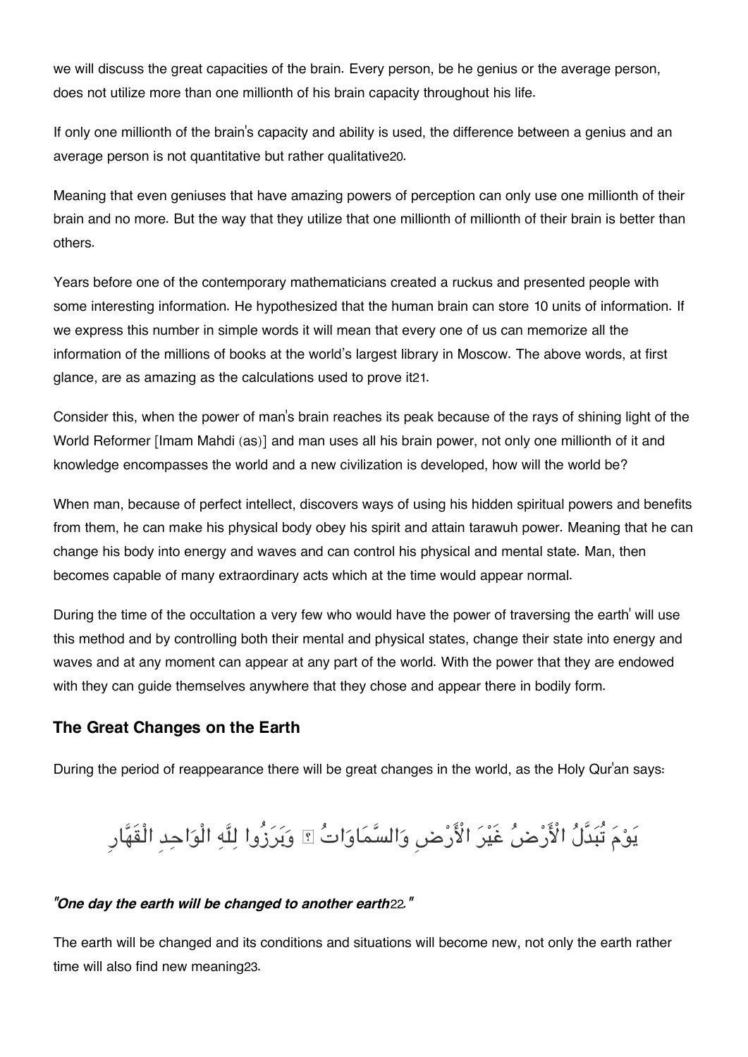we will discuss the great capacities of the brain. Every person, be he genius or the average person, does not utilize more than one millionth of his brain capacity throughout his life.

If only one millionth of the brain's capacity and ability is used, the difference between a genius and an average person is not quantitative but rather qualitative[20].

Meaning that even geniuses that have amazing powers of perception can only use one millionth of their brain and no more. But the way that they utilize that one millionth of millionth of their brain is better than others.

Years before one of the contemporary mathematicians created a ruckus and presented people with some interesting information. He hypothesized that the human brain can store 10 units of information. If we express this number in simple words it will mean that every one of us can memorize all the information of the millions of books at the world's largest library in Moscow. The above words, at first glance, are as amazing as the calculations used to prove it[21].

Consider this, when the power of man's brain reaches its peak because of the rays of shining light of the World Reformer [Imam Mahdi (as)] and man uses all his brain power, not only one millionth of it and knowledge encompasses the world and a new civilization is developed, how will the world be?

When man, because of perfect intellect, discovers ways of using his hidden spiritual powers and benefits from them, he can make his physical body obey his spirit and attain tarawuh power. Meaning that he can change his body into energy and waves and can control his physical and mental state. Man, then becomes capable of many extraordinary acts which at the time would appear normal.

During the time of the occultation a very few who would have the power of traversing the earth' will use this method and by controlling both their mental and physical states, change their state into energy and waves and at any moment can appear at any part of the world. With the power that they are endowed with they can guide themselves anywhere that they chose and appear there in bodily form.

## The Great Changes on the Earth

During the period of reappearance there will be great changes in the world, as the Holy Qur'an says:

يَوْمَ تُبَدَّلُ الْأَرْضُ غَيْرَ الْأَرْضِ وَالسَّمَاوَاتُ ۖ وَبَرَزُوا لِلَّهِ الْوَاحِدِ الْقَهَّارِ

***"One day the earth will be changed to another earth*[22]*."***

The earth will be changed and its conditions and situations will become new, not only the earth rather time will also find new meaning[23].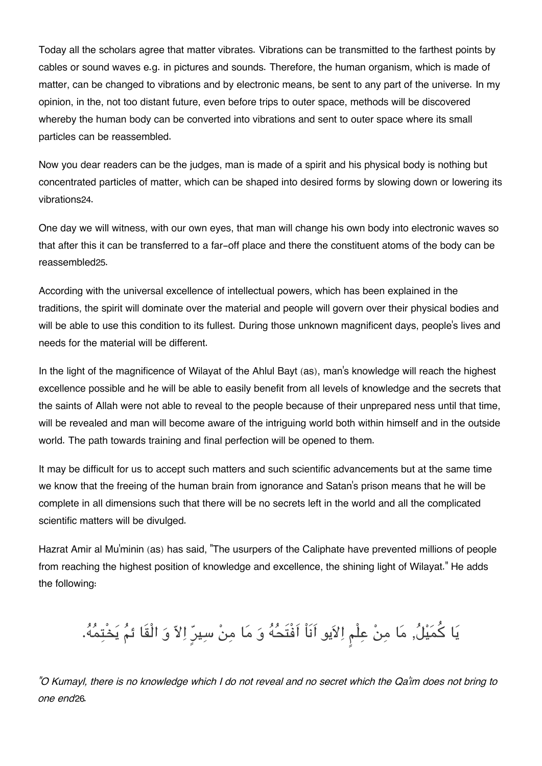Today all the scholars agree that matter vibrates. Vibrations can be transmitted to the farthest points by cables or sound waves e.g. in pictures and sounds. Therefore, the human organism, which is made of matter, can be changed to vibrations and by electronic means, be sent to any part of the universe. In my opinion, in the, not too distant future, even before trips to outer space, methods will be discovered whereby the human body can be converted into vibrations and sent to outer space where its small particles can be reassembled.

Now you dear readers can be the judges, man is made of a spirit and his physical body is nothing but concentrated particles of matter, which can be shaped into desired forms by slowing down or lowering its vibrations[24].

One day we will witness, with our own eyes, that man will change his own body into electronic waves so that after this it can be transferred to a far-off place and there the constituent atoms of the body can be reassembled[25].

According with the universal excellence of intellectual powers, which has been explained in the traditions, the spirit will dominate over the material and people will govern over their physical bodies and will be able to use this condition to its fullest. During those unknown magnificent days, people's lives and needs for the material will be different.

In the light of the magnificence of Wilayat of the Ahlul Bayt (as), man's knowledge will reach the highest excellence possible and he will be able to easily benefit from all levels of knowledge and the secrets that the saints of Allah were not able to reveal to the people because of their unprepared ness until that time, will be revealed and man will become aware of the intriguing world both within himself and in the outside world. The path towards training and final perfection will be opened to them.

It may be difficult for us to accept such matters and such scientific advancements but at the same time we know that the freeing of the human brain from ignorance and Satan's prison means that he will be complete in all dimensions such that there will be no secrets left in the world and all the complicated scientific matters will be divulged.

Hazrat Amir al Mu'minin (as) has said, "The usurpers of the Caliphate have prevented millions of people from reaching the highest position of knowledge and excellence, the shining light of Wilayat." He adds the following:

يَا كُمَيْلُ, مَا مِنْ عِلْمٍ اِلاَيو اَنَاْ اَفْتَحُهُ وَ مَا مِنْ سِرٍّ اِلاّ وَ الْقَا ئمُ يَخْتِمُهُ.

*"O Kumayl, there is no knowledge which I do not reveal and no secret which the Qa'im does not bring to one end*[26].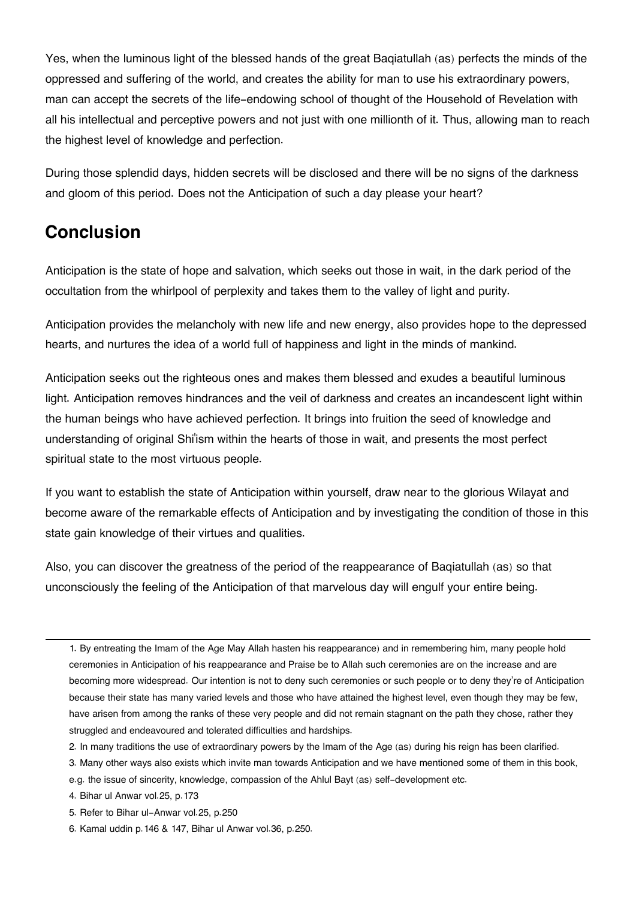Yes, when the luminous light of the blessed hands of the great Baqiatullah (as) perfects the minds of the oppressed and suffering of the world, and creates the ability for man to use his extraordinary powers, man can accept the secrets of the life-endowing school of thought of the Household of Revelation with all his intellectual and perceptive powers and not just with one millionth of it. Thus, allowing man to reach the highest level of knowledge and perfection.

During those splendid days, hidden secrets will be disclosed and there will be no signs of the darkness and gloom of this period. Does not the Anticipation of such a day please your heart?

## Conclusion

Anticipation is the state of hope and salvation, which seeks out those in wait, in the dark period of the occultation from the whirlpool of perplexity and takes them to the valley of light and purity.

Anticipation provides the melancholy with new life and new energy, also provides hope to the depressed hearts, and nurtures the idea of a world full of happiness and light in the minds of mankind.

Anticipation seeks out the righteous ones and makes them blessed and exudes a beautiful luminous light. Anticipation removes hindrances and the veil of darkness and creates an incandescent light within the human beings who have achieved perfection. It brings into fruition the seed of knowledge and understanding of original Shi'ism within the hearts of those in wait, and presents the most perfect spiritual state to the most virtuous people.

If you want to establish the state of Anticipation within yourself, draw near to the glorious Wilayat and become aware of the remarkable effects of Anticipation and by investigating the condition of those in this state gain knowledge of their virtues and qualities.

Also, you can discover the greatness of the period of the reappearance of Baqiatullah (as) so that unconsciously the feeling of the Anticipation of that marvelous day will engulf your entire being.

---

1. By entreating the Imam of the Age May Allah hasten his reappearance) and in remembering him, many people hold ceremonies in Anticipation of his reappearance and Praise be to Allah such ceremonies are on the increase and are becoming more widespread. Our intention is not to deny such ceremonies or such people or to deny they're of Anticipation because their state has many varied levels and those who have attained the highest level, even though they may be few, have arisen from among the ranks of these very people and did not remain stagnant on the path they chose, rather they struggled and endeavoured and tolerated difficulties and hardships.
2. In many traditions the use of extraordinary powers by the Imam of the Age (as) during his reign has been clarified.
3. Many other ways also exists which invite man towards Anticipation and we have mentioned some of them in this book, e.g. the issue of sincerity, knowledge, compassion of the Ahlul Bayt (as) self-development etc.
4. Bihar ul Anwar vol.25, p.173
5. Refer to Bihar ul-Anwar vol.25, p.250
6. Kamal uddin p.146 & 147, Bihar ul Anwar vol.36, p.250.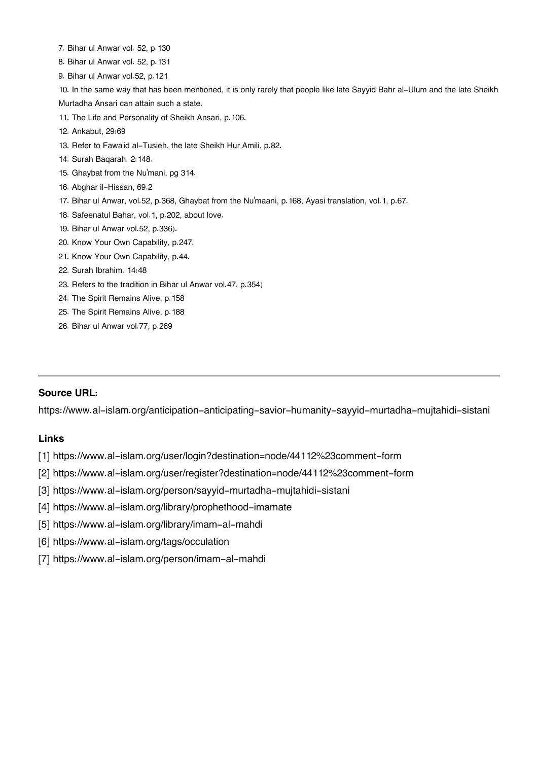7. Bihar ul Anwar vol. 52, p.130
8. Bihar ul Anwar vol. 52, p.131
9. Bihar ul Anwar vol.52, p.121
10. In the same way that has been mentioned, it is only rarely that people like late Sayyid Bahr al-Ulum and the late Sheikh Murtadha Ansari can attain such a state.
11. The Life and Personality of Sheikh Ansari, p.106.
12. Ankabut, 29:69
13. Refer to Fawa'id al-Tusieh, the late Sheikh Hur Amili, p.82.
14. Surah Baqarah. 2:148.
15. Ghaybat from the Nu'mani, pg 314.
16. Abghar il-Hissan, 69.2
17. Bihar ul Anwar, vol.52, p.368, Ghaybat from the Nu'maani, p.168, Ayasi translation, vol.1, p.67.
18. Safeenatul Bahar, vol.1, p.202, about love.
19. Bihar ul Anwar vol.52, p.336).
20. Know Your Own Capability, p.247.
21. Know Your Own Capability, p.44.
22. Surah Ibrahim. 14:48
23. Refers to the tradition in Bihar ul Anwar vol.47, p.354)
24. The Spirit Remains Alive, p.158
25. The Spirit Remains Alive, p.188
26. Bihar ul Anwar vol.77, p.269

---

**Source URL:**

https://www.al-islam.org/anticipation-anticipating-savior-humanity-sayyid-murtadha-mujtahidi-sistani

**Links**

[1] https://www.al-islam.org/user/login?destination=node/44112%23comment-form

[2] https://www.al-islam.org/user/register?destination=node/44112%23comment-form

[3] https://www.al-islam.org/person/sayyid-murtadha-mujtahidi-sistani

[4] https://www.al-islam.org/library/prophethood-imamate

[5] https://www.al-islam.org/library/imam-al-mahdi

[6] https://www.al-islam.org/tags/occulation

[7] https://www.al-islam.org/person/imam-al-mahdi